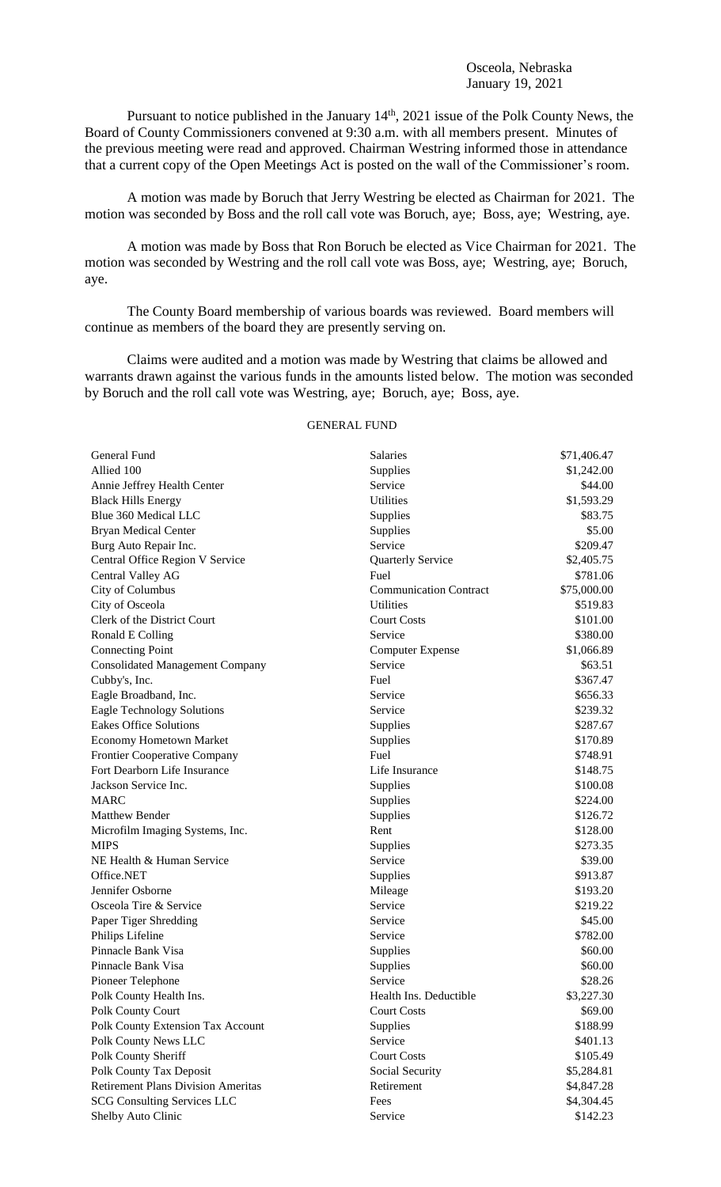Osceola, Nebraska
January 19, 2021

Pursuant to notice published in the January 14th, 2021 issue of the Polk County News, the Board of County Commissioners convened at 9:30 a.m. with all members present. Minutes of the previous meeting were read and approved. Chairman Westring informed those in attendance that a current copy of the Open Meetings Act is posted on the wall of the Commissioner's room.

A motion was made by Boruch that Jerry Westring be elected as Chairman for 2021. The motion was seconded by Boss and the roll call vote was Boruch, aye; Boss, aye; Westring, aye.

A motion was made by Boss that Ron Boruch be elected as Vice Chairman for 2021. The motion was seconded by Westring and the roll call vote was Boss, aye; Westring, aye; Boruch, aye.

The County Board membership of various boards was reviewed. Board members will continue as members of the board they are presently serving on.

Claims were audited and a motion was made by Westring that claims be allowed and warrants drawn against the various funds in the amounts listed below. The motion was seconded by Boruch and the roll call vote was Westring, aye; Boruch, aye; Boss, aye.

GENERAL FUND

| | | |
|---|---|---|
| General Fund | Salaries | $71,406.47 |
| Allied 100 | Supplies | $1,242.00 |
| Annie Jeffrey Health Center | Service | $44.00 |
| Black Hills Energy | Utilities | $1,593.29 |
| Blue 360 Medical LLC | Supplies | $83.75 |
| Bryan Medical Center | Supplies | $5.00 |
| Burg Auto Repair Inc. | Service | $209.47 |
| Central Office Region V Service | Quarterly Service | $2,405.75 |
| Central Valley AG | Fuel | $781.06 |
| City of Columbus | Communication Contract | $75,000.00 |
| City of Osceola | Utilities | $519.83 |
| Clerk of the District Court | Court Costs | $101.00 |
| Ronald E Colling | Service | $380.00 |
| Connecting Point | Computer Expense | $1,066.89 |
| Consolidated Management Company | Service | $63.51 |
| Cubby's, Inc. | Fuel | $367.47 |
| Eagle Broadband, Inc. | Service | $656.33 |
| Eagle Technology Solutions | Service | $239.32 |
| Eakes Office Solutions | Supplies | $287.67 |
| Economy Hometown Market | Supplies | $170.89 |
| Frontier Cooperative Company | Fuel | $748.91 |
| Fort Dearborn Life Insurance | Life Insurance | $148.75 |
| Jackson Service Inc. | Supplies | $100.08 |
| MARC | Supplies | $224.00 |
| Matthew Bender | Supplies | $126.72 |
| Microfilm Imaging Systems, Inc. | Rent | $128.00 |
| MIPS | Supplies | $273.35 |
| NE Health & Human Service | Service | $39.00 |
| Office.NET | Supplies | $913.87 |
| Jennifer Osborne | Mileage | $193.20 |
| Osceola Tire & Service | Service | $219.22 |
| Paper Tiger Shredding | Service | $45.00 |
| Philips Lifeline | Service | $782.00 |
| Pinnacle Bank Visa | Supplies | $60.00 |
| Pinnacle Bank Visa | Supplies | $60.00 |
| Pioneer Telephone | Service | $28.26 |
| Polk County Health Ins. | Health Ins. Deductible | $3,227.30 |
| Polk County Court | Court Costs | $69.00 |
| Polk County Extension Tax Account | Supplies | $188.99 |
| Polk County News LLC | Service | $401.13 |
| Polk County Sheriff | Court Costs | $105.49 |
| Polk County Tax Deposit | Social Security | $5,284.81 |
| Retirement Plans Division Ameritas | Retirement | $4,847.28 |
| SCG Consulting Services LLC | Fees | $4,304.45 |
| Shelby Auto Clinic | Service | $142.23 |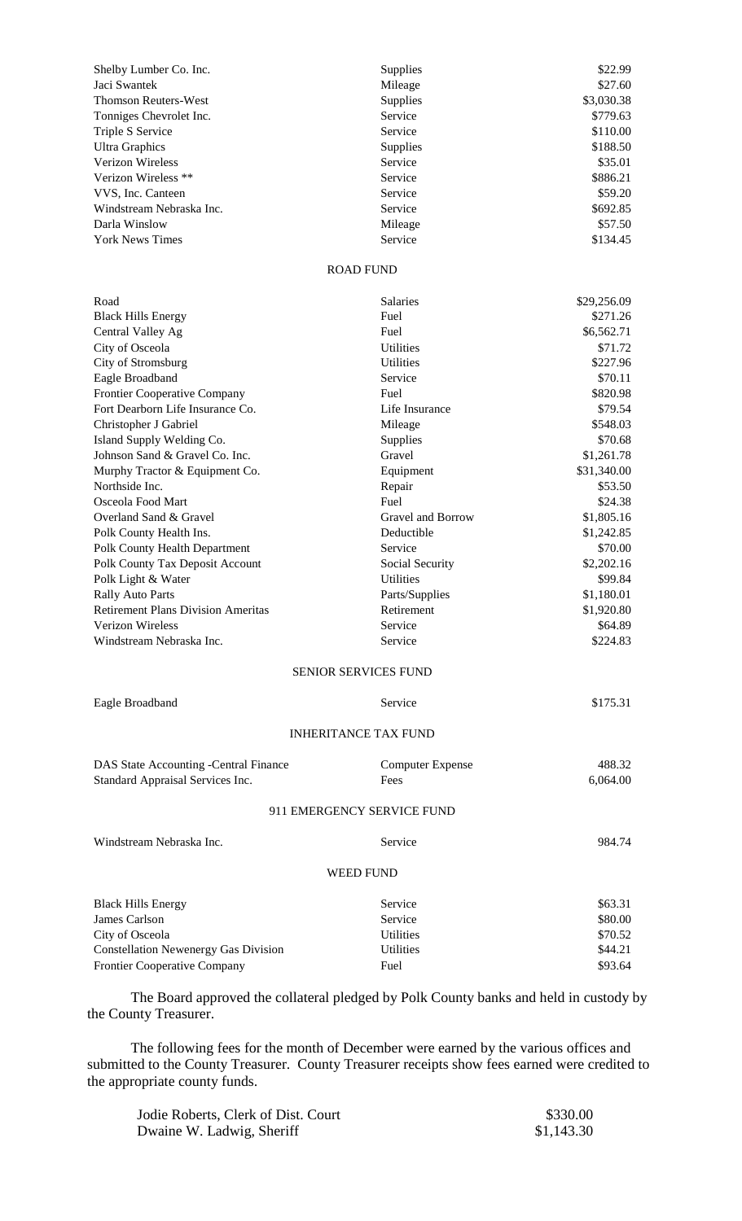| | | |
|---|---|---|
| Shelby Lumber Co. Inc. | Supplies | $22.99 |
| Jaci Swantek | Mileage | $27.60 |
| Thomson Reuters-West | Supplies | $3,030.38 |
| Tonniges Chevrolet Inc. | Service | $779.63 |
| Triple S Service | Service | $110.00 |
| Ultra Graphics | Supplies | $188.50 |
| Verizon Wireless | Service | $35.01 |
| Verizon Wireless ** | Service | $886.21 |
| VVS, Inc. Canteen | Service | $59.20 |
| Windstream Nebraska Inc. | Service | $692.85 |
| Darla Winslow | Mileage | $57.50 |
| York News Times | Service | $134.45 |

ROAD FUND

| | | |
|---|---|---|
| Road | Salaries | $29,256.09 |
| Black Hills Energy | Fuel | $271.26 |
| Central Valley Ag | Fuel | $6,562.71 |
| City of Osceola | Utilities | $71.72 |
| City of Stromsburg | Utilities | $227.96 |
| Eagle Broadband | Service | $70.11 |
| Frontier Cooperative Company | Fuel | $820.98 |
| Fort Dearborn Life Insurance Co. | Life Insurance | $79.54 |
| Christopher J Gabriel | Mileage | $548.03 |
| Island Supply Welding Co. | Supplies | $70.68 |
| Johnson Sand & Gravel Co. Inc. | Gravel | $1,261.78 |
| Murphy Tractor & Equipment Co. | Equipment | $31,340.00 |
| Northside Inc. | Repair | $53.50 |
| Osceola Food Mart | Fuel | $24.38 |
| Overland Sand & Gravel | Gravel and Borrow | $1,805.16 |
| Polk County Health Ins. | Deductible | $1,242.85 |
| Polk County Health Department | Service | $70.00 |
| Polk County Tax Deposit Account | Social Security | $2,202.16 |
| Polk Light & Water | Utilities | $99.84 |
| Rally Auto Parts | Parts/Supplies | $1,180.01 |
| Retirement Plans Division Ameritas | Retirement | $1,920.80 |
| Verizon Wireless | Service | $64.89 |
| Windstream Nebraska Inc. | Service | $224.83 |

SENIOR SERVICES FUND

| | | |
|---|---|---|
| Eagle Broadband | Service | $175.31 |

INHERITANCE TAX FUND

| | | |
|---|---|---|
| DAS State Accounting -Central Finance | Computer Expense | 488.32 |
| Standard Appraisal Services Inc. | Fees | 6,064.00 |

911 EMERGENCY SERVICE FUND

| | | |
|---|---|---|
| Windstream Nebraska Inc. | Service | 984.74 |

WEED FUND

| | | |
|---|---|---|
| Black Hills Energy | Service | $63.31 |
| James Carlson | Service | $80.00 |
| City of Osceola | Utilities | $70.52 |
| Constellation Newenergy Gas Division | Utilities | $44.21 |
| Frontier Cooperative Company | Fuel | $93.64 |

The Board approved the collateral pledged by Polk County banks and held in custody by the County Treasurer.

The following fees for the month of December were earned by the various offices and submitted to the County Treasurer. County Treasurer receipts show fees earned were credited to the appropriate county funds.

| | |
|---|---|
| Jodie Roberts, Clerk of Dist. Court | $330.00 |
| Dwaine W. Ladwig, Sheriff | $1,143.30 |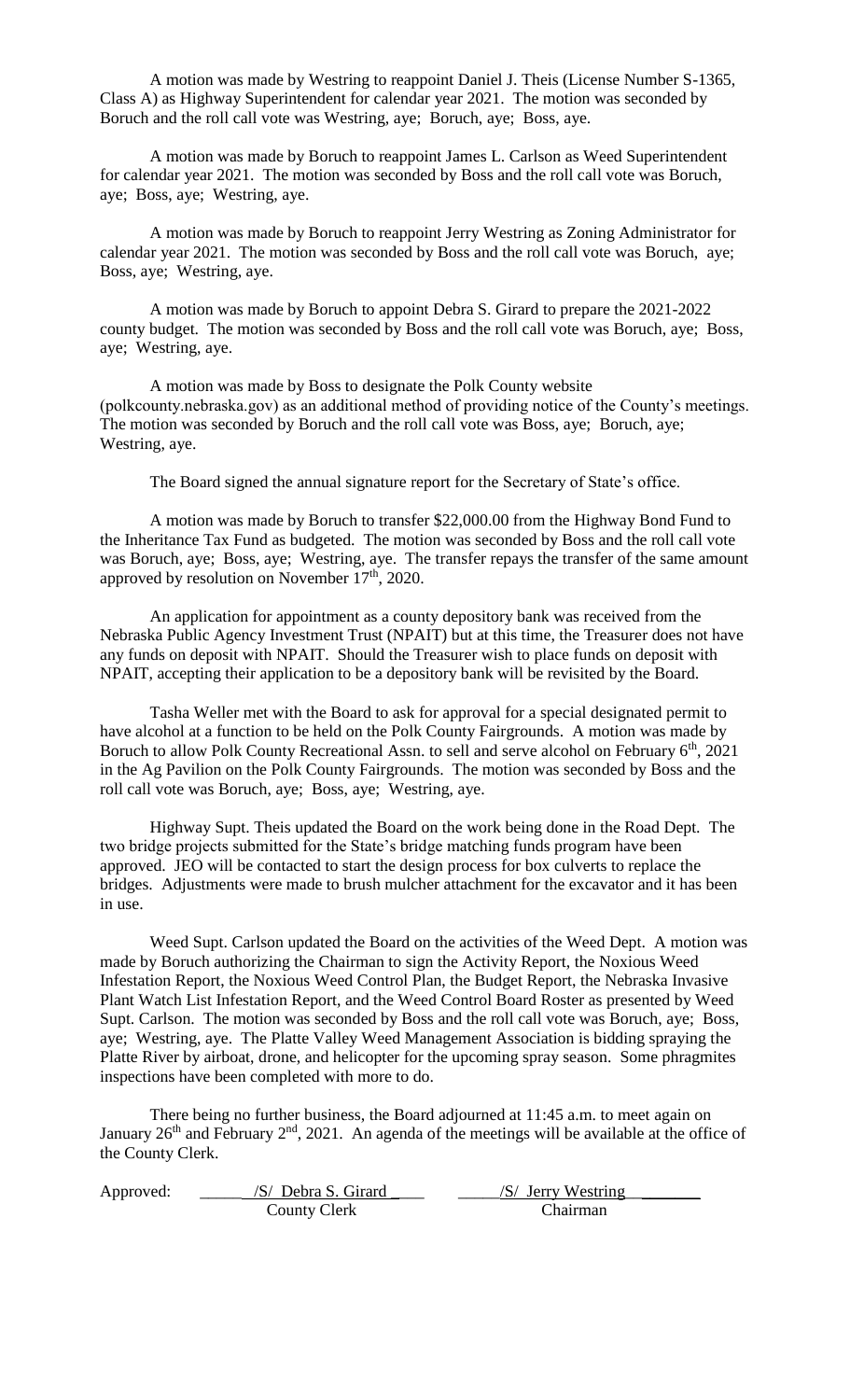A motion was made by Westring to reappoint Daniel J. Theis (License Number S-1365, Class A) as Highway Superintendent for calendar year 2021. The motion was seconded by Boruch and the roll call vote was Westring, aye; Boruch, aye; Boss, aye.

A motion was made by Boruch to reappoint James L. Carlson as Weed Superintendent for calendar year 2021. The motion was seconded by Boss and the roll call vote was Boruch, aye; Boss, aye; Westring, aye.

A motion was made by Boruch to reappoint Jerry Westring as Zoning Administrator for calendar year 2021. The motion was seconded by Boss and the roll call vote was Boruch, aye; Boss, aye; Westring, aye.

A motion was made by Boruch to appoint Debra S. Girard to prepare the 2021-2022 county budget. The motion was seconded by Boss and the roll call vote was Boruch, aye; Boss, aye; Westring, aye.

A motion was made by Boss to designate the Polk County website (polkcounty.nebraska.gov) as an additional method of providing notice of the County's meetings. The motion was seconded by Boruch and the roll call vote was Boss, aye; Boruch, aye; Westring, aye.

The Board signed the annual signature report for the Secretary of State's office.

A motion was made by Boruch to transfer $22,000.00 from the Highway Bond Fund to the Inheritance Tax Fund as budgeted. The motion was seconded by Boss and the roll call vote was Boruch, aye; Boss, aye; Westring, aye. The transfer repays the transfer of the same amount approved by resolution on November 17th, 2020.

An application for appointment as a county depository bank was received from the Nebraska Public Agency Investment Trust (NPAIT) but at this time, the Treasurer does not have any funds on deposit with NPAIT. Should the Treasurer wish to place funds on deposit with NPAIT, accepting their application to be a depository bank will be revisited by the Board.

Tasha Weller met with the Board to ask for approval for a special designated permit to have alcohol at a function to be held on the Polk County Fairgrounds. A motion was made by Boruch to allow Polk County Recreational Assn. to sell and serve alcohol on February 6th, 2021 in the Ag Pavilion on the Polk County Fairgrounds. The motion was seconded by Boss and the roll call vote was Boruch, aye; Boss, aye; Westring, aye.

Highway Supt. Theis updated the Board on the work being done in the Road Dept. The two bridge projects submitted for the State's bridge matching funds program have been approved. JEO will be contacted to start the design process for box culverts to replace the bridges. Adjustments were made to brush mulcher attachment for the excavator and it has been in use.

Weed Supt. Carlson updated the Board on the activities of the Weed Dept. A motion was made by Boruch authorizing the Chairman to sign the Activity Report, the Noxious Weed Infestation Report, the Noxious Weed Control Plan, the Budget Report, the Nebraska Invasive Plant Watch List Infestation Report, and the Weed Control Board Roster as presented by Weed Supt. Carlson. The motion was seconded by Boss and the roll call vote was Boruch, aye; Boss, aye; Westring, aye. The Platte Valley Weed Management Association is bidding spraying the Platte River by airboat, drone, and helicopter for the upcoming spray season. Some phragmites inspections have been completed with more to do.

There being no further business, the Board adjourned at 11:45 a.m. to meet again on January 26th and February 2nd, 2021. An agenda of the meetings will be available at the office of the County Clerk.

Approved: /S/ Debra S. Girard — County Clerk

/S/ Jerry Westring — Chairman